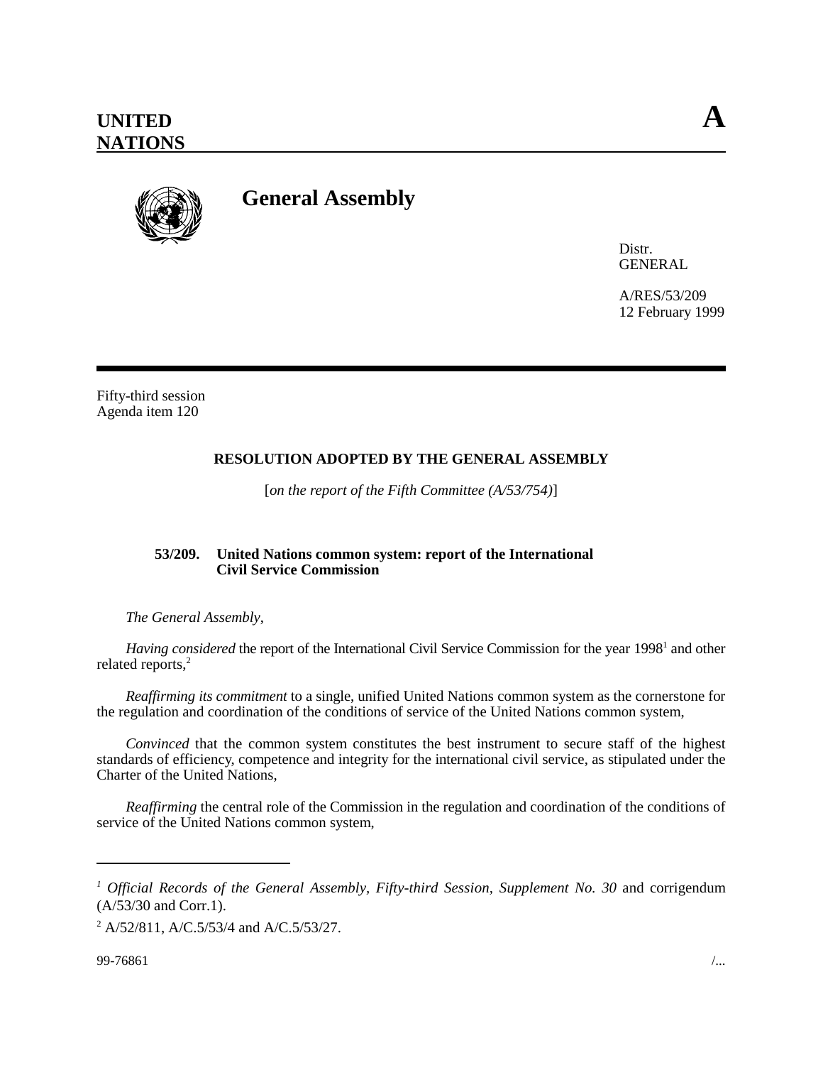**UNITED NATIONS**

**A**

# General Assembly

Distr.
GENERAL

A/RES/53/209
12 February 1999

Fifty-third session
Agenda item 120

## RESOLUTION ADOPTED BY THE GENERAL ASSEMBLY

[*on the report of the Fifth Committee (A/53/754)*]

### 53/209. United Nations common system: report of the International Civil Service Commission

*The General Assembly*,

*Having considered* the report of the International Civil Service Commission for the year 1998[1] and other related reports,[2]

*Reaffirming its commitment* to a single, unified United Nations common system as the cornerstone for the regulation and coordination of the conditions of service of the United Nations common system,

*Convinced* that the common system constitutes the best instrument to secure staff of the highest standards of efficiency, competence and integrity for the international civil service, as stipulated under the Charter of the United Nations,

*Reaffirming* the central role of the Commission in the regulation and coordination of the conditions of service of the United Nations common system,

---

[1] *Official Records of the General Assembly, Fifty-third Session, Supplement No. 30* and corrigendum (A/53/30 and Corr.1).

[2] A/52/811, A/C.5/53/4 and A/C.5/53/27.

99-76861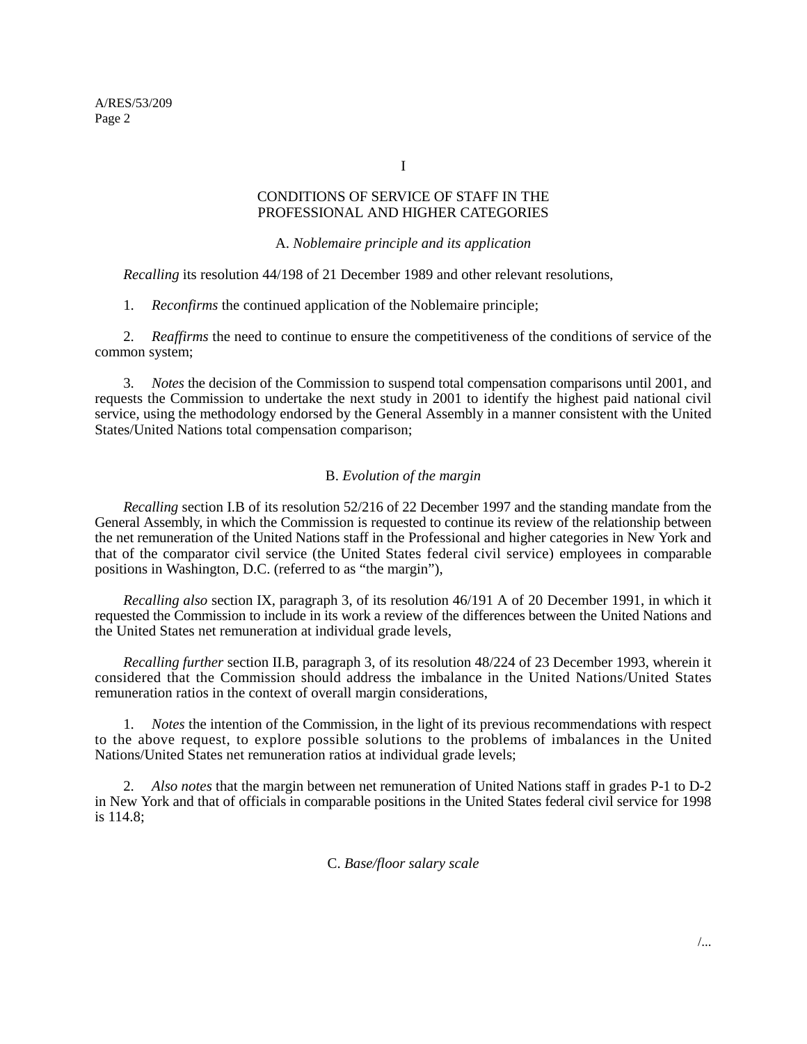# I

## CONDITIONS OF SERVICE OF STAFF IN THE PROFESSIONAL AND HIGHER CATEGORIES

### A. *Noblemaire principle and its application*

*Recalling* its resolution 44/198 of 21 December 1989 and other relevant resolutions,

1. *Reconfirms* the continued application of the Noblemaire principle;

2. *Reaffirms* the need to continue to ensure the competitiveness of the conditions of service of the common system;

3. *Notes* the decision of the Commission to suspend total compensation comparisons until 2001, and requests the Commission to undertake the next study in 2001 to identify the highest paid national civil service, using the methodology endorsed by the General Assembly in a manner consistent with the United States/United Nations total compensation comparison;

### B. *Evolution of the margin*

*Recalling* section I.B of its resolution 52/216 of 22 December 1997 and the standing mandate from the General Assembly, in which the Commission is requested to continue its review of the relationship between the net remuneration of the United Nations staff in the Professional and higher categories in New York and that of the comparator civil service (the United States federal civil service) employees in comparable positions in Washington, D.C. (referred to as "the margin"),

*Recalling also* section IX, paragraph 3, of its resolution 46/191 A of 20 December 1991, in which it requested the Commission to include in its work a review of the differences between the United Nations and the United States net remuneration at individual grade levels,

*Recalling further* section II.B, paragraph 3, of its resolution 48/224 of 23 December 1993, wherein it considered that the Commission should address the imbalance in the United Nations/United States remuneration ratios in the context of overall margin considerations,

1. *Notes* the intention of the Commission, in the light of its previous recommendations with respect to the above request, to explore possible solutions to the problems of imbalances in the United Nations/United States net remuneration ratios at individual grade levels;

2. *Also notes* that the margin between net remuneration of United Nations staff in grades P-1 to D-2 in New York and that of officials in comparable positions in the United States federal civil service for 1998 is 114.8;

### C. *Base/floor salary scale*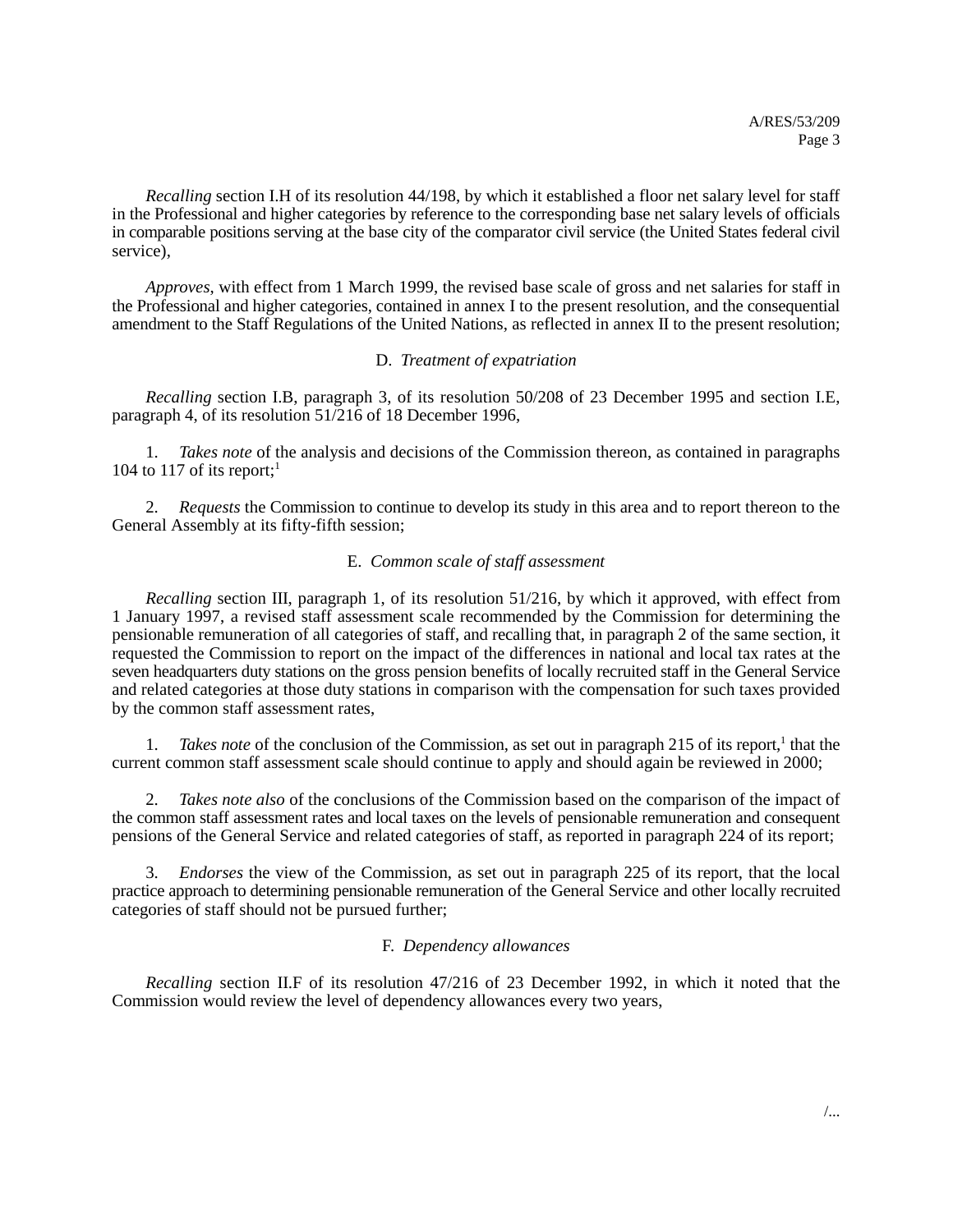*Recalling* section I.H of its resolution 44/198, by which it established a floor net salary level for staff in the Professional and higher categories by reference to the corresponding base net salary levels of officials in comparable positions serving at the base city of the comparator civil service (the United States federal civil service),

*Approves*, with effect from 1 March 1999, the revised base scale of gross and net salaries for staff in the Professional and higher categories, contained in annex I to the present resolution, and the consequential amendment to the Staff Regulations of the United Nations, as reflected in annex II to the present resolution;

### D. *Treatment of expatriation*

*Recalling* section I.B, paragraph 3, of its resolution 50/208 of 23 December 1995 and section I.E, paragraph 4, of its resolution 51/216 of 18 December 1996,

1. *Takes note* of the analysis and decisions of the Commission thereon, as contained in paragraphs 104 to 117 of its report;[1]

2. *Requests* the Commission to continue to develop its study in this area and to report thereon to the General Assembly at its fifty-fifth session;

### E. *Common scale of staff assessment*

*Recalling* section III, paragraph 1, of its resolution 51/216, by which it approved, with effect from 1 January 1997, a revised staff assessment scale recommended by the Commission for determining the pensionable remuneration of all categories of staff, and recalling that, in paragraph 2 of the same section, it requested the Commission to report on the impact of the differences in national and local tax rates at the seven headquarters duty stations on the gross pension benefits of locally recruited staff in the General Service and related categories at those duty stations in comparison with the compensation for such taxes provided by the common staff assessment rates,

1. *Takes note* of the conclusion of the Commission, as set out in paragraph 215 of its report,[1] that the current common staff assessment scale should continue to apply and should again be reviewed in 2000;

2. *Takes note also* of the conclusions of the Commission based on the comparison of the impact of the common staff assessment rates and local taxes on the levels of pensionable remuneration and consequent pensions of the General Service and related categories of staff, as reported in paragraph 224 of its report;

3. *Endorses* the view of the Commission, as set out in paragraph 225 of its report, that the local practice approach to determining pensionable remuneration of the General Service and other locally recruited categories of staff should not be pursued further;

### F. *Dependency allowances*

*Recalling* section II.F of its resolution 47/216 of 23 December 1992, in which it noted that the Commission would review the level of dependency allowances every two years,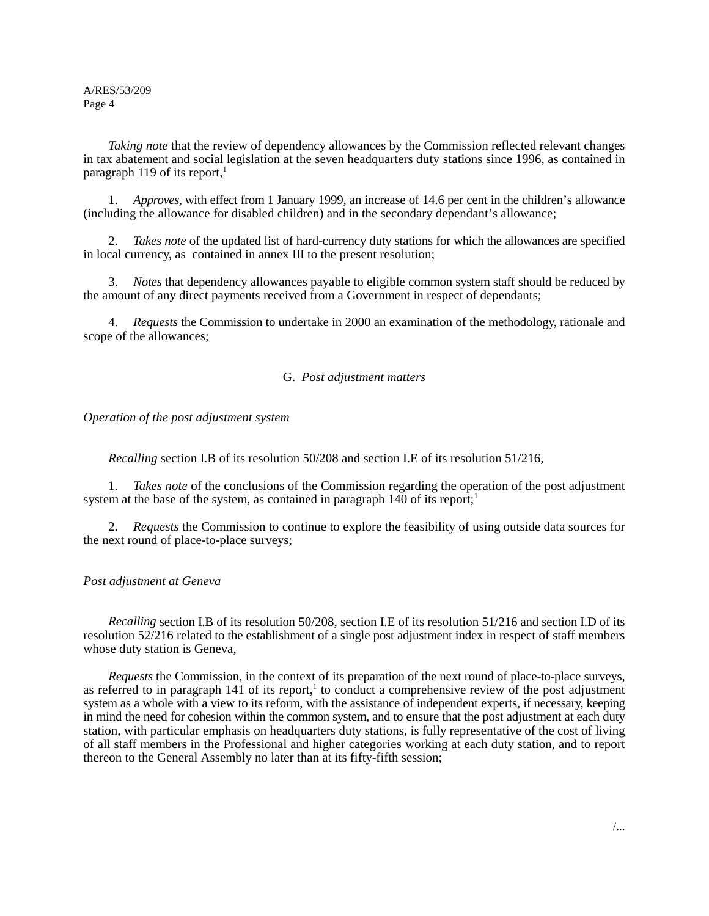*Taking note* that the review of dependency allowances by the Commission reflected relevant changes in tax abatement and social legislation at the seven headquarters duty stations since 1996, as contained in paragraph 119 of its report,[1]

1. *Approves*, with effect from 1 January 1999, an increase of 14.6 per cent in the children's allowance (including the allowance for disabled children) and in the secondary dependant's allowance;

2. *Takes note* of the updated list of hard-currency duty stations for which the allowances are specified in local currency, as contained in annex III to the present resolution;

3. *Notes* that dependency allowances payable to eligible common system staff should be reduced by the amount of any direct payments received from a Government in respect of dependants;

4. *Requests* the Commission to undertake in 2000 an examination of the methodology, rationale and scope of the allowances;

## G. *Post adjustment matters*

### *Operation of the post adjustment system*

*Recalling* section I.B of its resolution 50/208 and section I.E of its resolution 51/216,

1. *Takes note* of the conclusions of the Commission regarding the operation of the post adjustment system at the base of the system, as contained in paragraph 140 of its report;[1]

2. *Requests* the Commission to continue to explore the feasibility of using outside data sources for the next round of place-to-place surveys;

### *Post adjustment at Geneva*

*Recalling* section I.B of its resolution 50/208, section I.E of its resolution 51/216 and section I.D of its resolution 52/216 related to the establishment of a single post adjustment index in respect of staff members whose duty station is Geneva,

*Requests* the Commission, in the context of its preparation of the next round of place-to-place surveys, as referred to in paragraph 141 of its report,[1] to conduct a comprehensive review of the post adjustment system as a whole with a view to its reform, with the assistance of independent experts, if necessary, keeping in mind the need for cohesion within the common system, and to ensure that the post adjustment at each duty station, with particular emphasis on headquarters duty stations, is fully representative of the cost of living of all staff members in the Professional and higher categories working at each duty station, and to report thereon to the General Assembly no later than at its fifty-fifth session;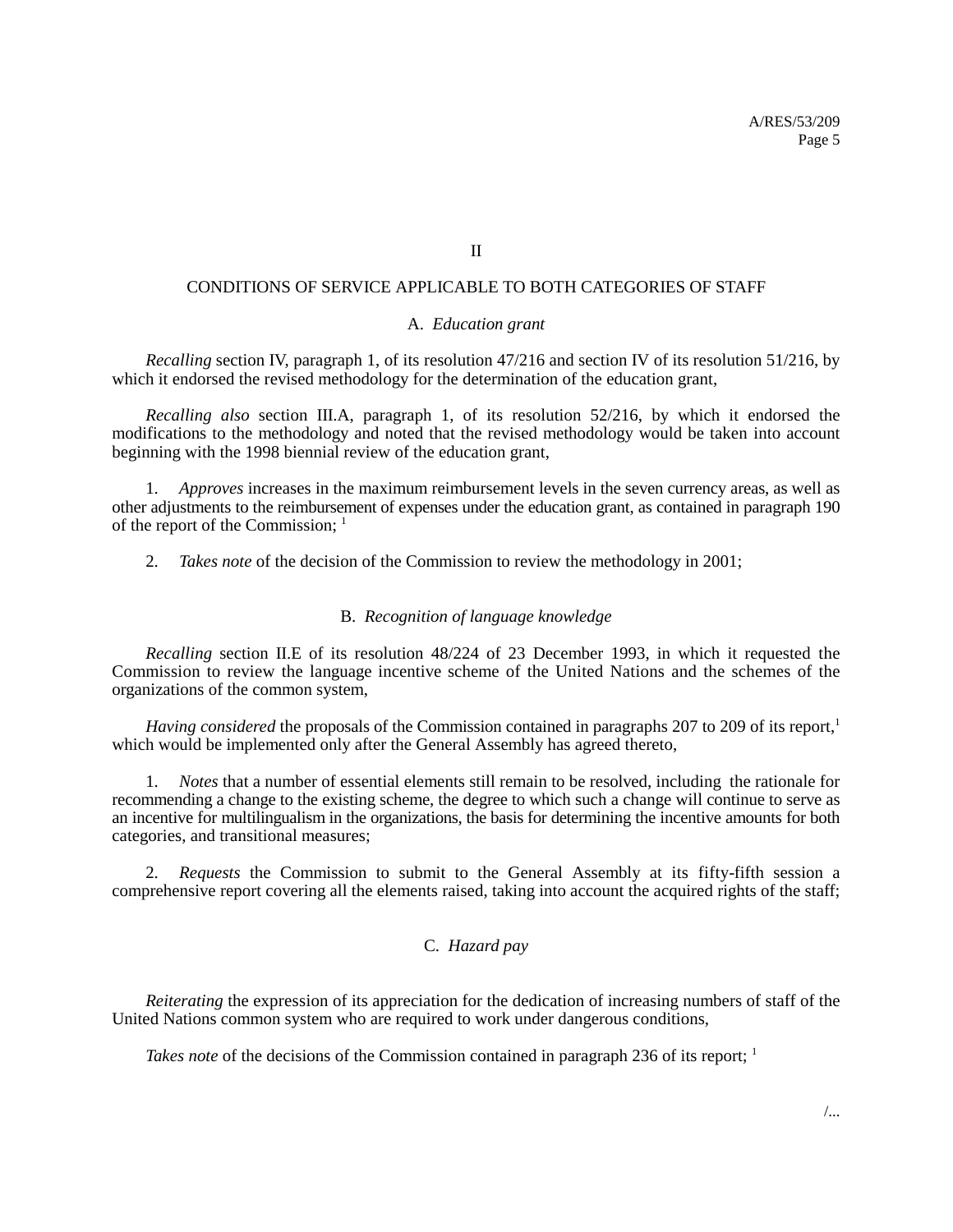## II

## CONDITIONS OF SERVICE APPLICABLE TO BOTH CATEGORIES OF STAFF

### A. *Education grant*

*Recalling* section IV, paragraph 1, of its resolution 47/216 and section IV of its resolution 51/216, by which it endorsed the revised methodology for the determination of the education grant,

*Recalling also* section III.A, paragraph 1, of its resolution 52/216, by which it endorsed the modifications to the methodology and noted that the revised methodology would be taken into account beginning with the 1998 biennial review of the education grant,

1. *Approves* increases in the maximum reimbursement levels in the seven currency areas, as well as other adjustments to the reimbursement of expenses under the education grant, as contained in paragraph 190 of the report of the Commission; [1]

2. *Takes note* of the decision of the Commission to review the methodology in 2001;

### B. *Recognition of language knowledge*

*Recalling* section II.E of its resolution 48/224 of 23 December 1993, in which it requested the Commission to review the language incentive scheme of the United Nations and the schemes of the organizations of the common system,

*Having considered* the proposals of the Commission contained in paragraphs 207 to 209 of its report,[1] which would be implemented only after the General Assembly has agreed thereto,

1. *Notes* that a number of essential elements still remain to be resolved, including the rationale for recommending a change to the existing scheme, the degree to which such a change will continue to serve as an incentive for multilingualism in the organizations, the basis for determining the incentive amounts for both categories, and transitional measures;

2. *Requests* the Commission to submit to the General Assembly at its fifty-fifth session a comprehensive report covering all the elements raised, taking into account the acquired rights of the staff;

### C. *Hazard pay*

*Reiterating* the expression of its appreciation for the dedication of increasing numbers of staff of the United Nations common system who are required to work under dangerous conditions,

*Takes note* of the decisions of the Commission contained in paragraph 236 of its report; [1]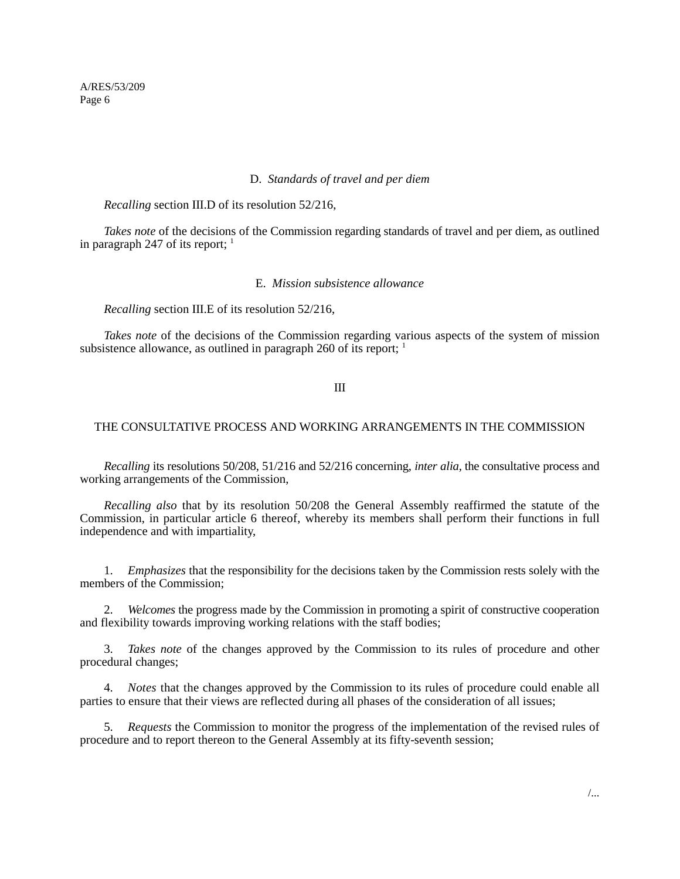### D. *Standards of travel and per diem*

*Recalling* section III.D of its resolution 52/216,

*Takes note* of the decisions of the Commission regarding standards of travel and per diem, as outlined in paragraph 247 of its report; [1]

### E. *Mission subsistence allowance*

*Recalling* section III.E of its resolution 52/216,

*Takes note* of the decisions of the Commission regarding various aspects of the system of mission subsistence allowance, as outlined in paragraph 260 of its report; [1]

## III

## THE CONSULTATIVE PROCESS AND WORKING ARRANGEMENTS IN THE COMMISSION

*Recalling* its resolutions 50/208, 51/216 and 52/216 concerning, *inter alia*, the consultative process and working arrangements of the Commission,

*Recalling also* that by its resolution 50/208 the General Assembly reaffirmed the statute of the Commission, in particular article 6 thereof, whereby its members shall perform their functions in full independence and with impartiality,

1. *Emphasizes* that the responsibility for the decisions taken by the Commission rests solely with the members of the Commission;

2. *Welcomes* the progress made by the Commission in promoting a spirit of constructive cooperation and flexibility towards improving working relations with the staff bodies;

3. *Takes note* of the changes approved by the Commission to its rules of procedure and other procedural changes;

4. *Notes* that the changes approved by the Commission to its rules of procedure could enable all parties to ensure that their views are reflected during all phases of the consideration of all issues;

5. *Requests* the Commission to monitor the progress of the implementation of the revised rules of procedure and to report thereon to the General Assembly at its fifty-seventh session;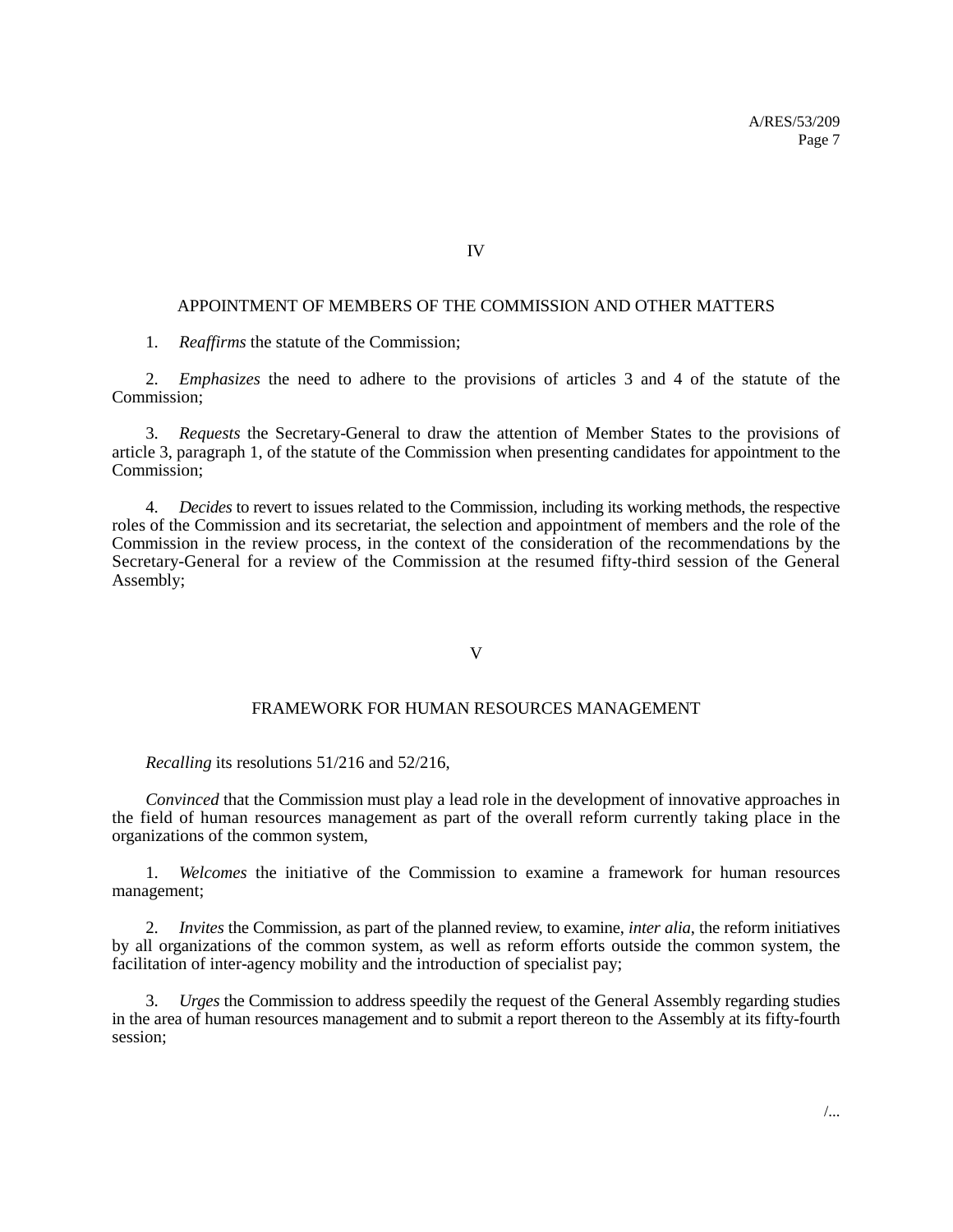## IV

## APPOINTMENT OF MEMBERS OF THE COMMISSION AND OTHER MATTERS

1. *Reaffirms* the statute of the Commission;

2. *Emphasizes* the need to adhere to the provisions of articles 3 and 4 of the statute of the Commission;

3. *Requests* the Secretary-General to draw the attention of Member States to the provisions of article 3, paragraph 1, of the statute of the Commission when presenting candidates for appointment to the Commission;

4. *Decides* to revert to issues related to the Commission, including its working methods, the respective roles of the Commission and its secretariat, the selection and appointment of members and the role of the Commission in the review process, in the context of the consideration of the recommendations by the Secretary-General for a review of the Commission at the resumed fifty-third session of the General Assembly;

## V

## FRAMEWORK FOR HUMAN RESOURCES MANAGEMENT

*Recalling* its resolutions 51/216 and 52/216,

*Convinced* that the Commission must play a lead role in the development of innovative approaches in the field of human resources management as part of the overall reform currently taking place in the organizations of the common system,

1. *Welcomes* the initiative of the Commission to examine a framework for human resources management;

2. *Invites* the Commission, as part of the planned review, to examine, *inter alia*, the reform initiatives by all organizations of the common system, as well as reform efforts outside the common system, the facilitation of inter-agency mobility and the introduction of specialist pay;

3. *Urges* the Commission to address speedily the request of the General Assembly regarding studies in the area of human resources management and to submit a report thereon to the Assembly at its fifty-fourth session;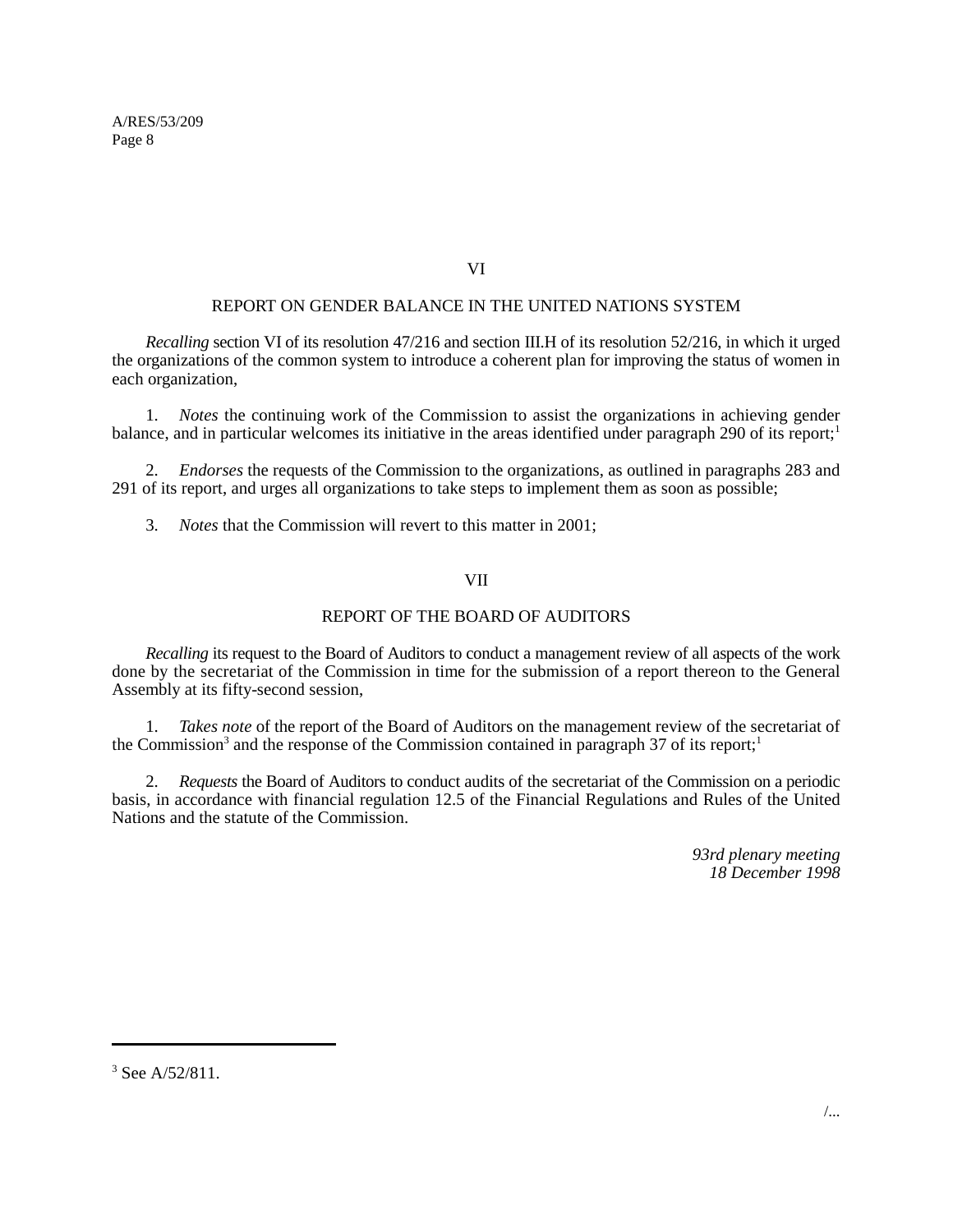## VI

## REPORT ON GENDER BALANCE IN THE UNITED NATIONS SYSTEM

*Recalling* section VI of its resolution 47/216 and section III.H of its resolution 52/216, in which it urged the organizations of the common system to introduce a coherent plan for improving the status of women in each organization,

1. *Notes* the continuing work of the Commission to assist the organizations in achieving gender balance, and in particular welcomes its initiative in the areas identified under paragraph 290 of its report;[1]

2. *Endorses* the requests of the Commission to the organizations, as outlined in paragraphs 283 and 291 of its report, and urges all organizations to take steps to implement them as soon as possible;

3. *Notes* that the Commission will revert to this matter in 2001;

## VII

## REPORT OF THE BOARD OF AUDITORS

*Recalling* its request to the Board of Auditors to conduct a management review of all aspects of the work done by the secretariat of the Commission in time for the submission of a report thereon to the General Assembly at its fifty-second session,

1. *Takes note* of the report of the Board of Auditors on the management review of the secretariat of the Commission[3] and the response of the Commission contained in paragraph 37 of its report;[1]

2. *Requests* the Board of Auditors to conduct audits of the secretariat of the Commission on a periodic basis, in accordance with financial regulation 12.5 of the Financial Regulations and Rules of the United Nations and the statute of the Commission.

*93rd plenary meeting*
*18 December 1998*

---

[3] See A/52/811.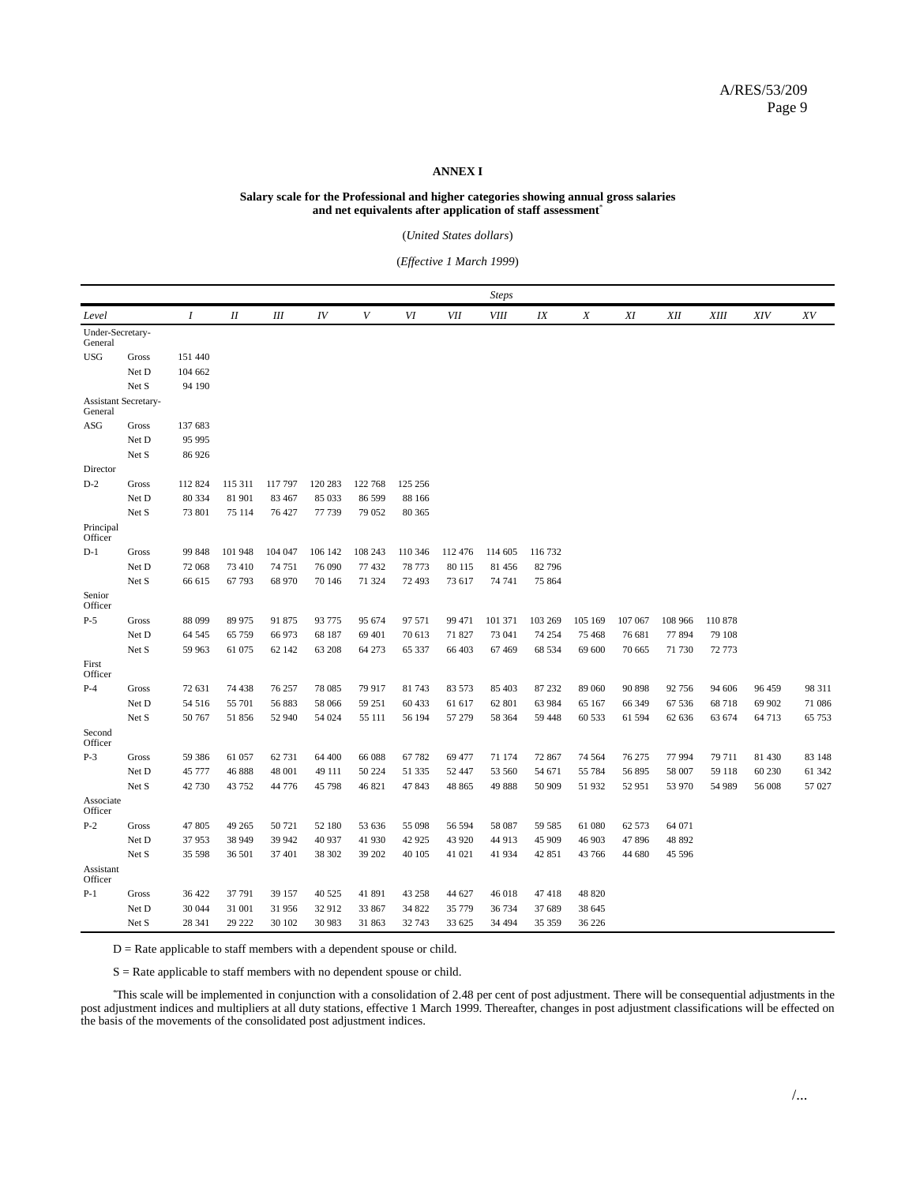# ANNEX I

**Salary scale for the Professional and higher categories showing annual gross salaries and net equivalents after application of staff assessment***

(*United States dollars*)

(*Effective 1 March 1999*)

| | | *Steps* | | | | | | | | | | | | | | |
|---|---|---|---|---|---|---|---|---|---|---|---|---|---|---|---|---|
| *Level* | | *I* | *II* | *III* | *IV* | *V* | *VI* | *VII* | *VIII* | *IX* | *X* | *XI* | *XII* | *XIII* | *XIV* | *XV* |
| Under-Secretary-General | | | | | | | | | | | | | | | | |
| USG | Gross | 151 440 | | | | | | | | | | | | | | |
| | Net D | 104 662 | | | | | | | | | | | | | | |
| | Net S | 94 190 | | | | | | | | | | | | | | |
| Assistant Secretary-General | | | | | | | | | | | | | | | | |
| ASG | Gross | 137 683 | | | | | | | | | | | | | | |
| | Net D | 95 995 | | | | | | | | | | | | | | |
| | Net S | 86 926 | | | | | | | | | | | | | | |
| Director | | | | | | | | | | | | | | | | |
| D-2 | Gross | 112 824 | 115 311 | 117 797 | 120 283 | 122 768 | 125 256 | | | | | | | | | |
| | Net D | 80 334 | 81 901 | 83 467 | 85 033 | 86 599 | 88 166 | | | | | | | | | |
| | Net S | 73 801 | 75 114 | 76 427 | 77 739 | 79 052 | 80 365 | | | | | | | | | |
| Principal Officer | | | | | | | | | | | | | | | | |
| D-1 | Gross | 99 848 | 101 948 | 104 047 | 106 142 | 108 243 | 110 346 | 112 476 | 114 605 | 116 732 | | | | | | |
| | Net D | 72 068 | 73 410 | 74 751 | 76 090 | 77 432 | 78 773 | 80 115 | 81 456 | 82 796 | | | | | | |
| | Net S | 66 615 | 67 793 | 68 970 | 70 146 | 71 324 | 72 493 | 73 617 | 74 741 | 75 864 | | | | | | |
| Senior Officer | | | | | | | | | | | | | | | | |
| P-5 | Gross | 88 099 | 89 975 | 91 875 | 93 775 | 95 674 | 97 571 | 99 471 | 101 371 | 103 269 | 105 169 | 107 067 | 108 966 | 110 878 | | |
| | Net D | 64 545 | 65 759 | 66 973 | 68 187 | 69 401 | 70 613 | 71 827 | 73 041 | 74 254 | 75 468 | 76 681 | 77 894 | 79 108 | | |
| | Net S | 59 963 | 61 075 | 62 142 | 63 208 | 64 273 | 65 337 | 66 403 | 67 469 | 68 534 | 69 600 | 70 665 | 71 730 | 72 773 | | |
| First Officer | | | | | | | | | | | | | | | | |
| P-4 | Gross | 72 631 | 74 438 | 76 257 | 78 085 | 79 917 | 81 743 | 83 573 | 85 403 | 87 232 | 89 060 | 90 898 | 92 756 | 94 606 | 96 459 | 98 311 |
| | Net D | 54 516 | 55 701 | 56 883 | 58 066 | 59 251 | 60 433 | 61 617 | 62 801 | 63 984 | 65 167 | 66 349 | 67 536 | 68 718 | 69 902 | 71 086 |
| | Net S | 50 767 | 51 856 | 52 940 | 54 024 | 55 111 | 56 194 | 57 279 | 58 364 | 59 448 | 60 533 | 61 594 | 62 636 | 63 674 | 64 713 | 65 753 |
| Second Officer | | | | | | | | | | | | | | | | |
| P-3 | Gross | 59 386 | 61 057 | 62 731 | 64 400 | 66 088 | 67 782 | 69 477 | 71 174 | 72 867 | 74 564 | 76 275 | 77 994 | 79 711 | 81 430 | 83 148 |
| | Net D | 45 777 | 46 888 | 48 001 | 49 111 | 50 224 | 51 335 | 52 447 | 53 560 | 54 671 | 55 784 | 56 895 | 58 007 | 59 118 | 60 230 | 61 342 |
| | Net S | 42 730 | 43 752 | 44 776 | 45 798 | 46 821 | 47 843 | 48 865 | 49 888 | 50 909 | 51 932 | 52 951 | 53 970 | 54 989 | 56 008 | 57 027 |
| Associate Officer | | | | | | | | | | | | | | | | |
| P-2 | Gross | 47 805 | 49 265 | 50 721 | 52 180 | 53 636 | 55 098 | 56 594 | 58 087 | 59 585 | 61 080 | 62 573 | 64 071 | | | |
| | Net D | 37 953 | 38 949 | 39 942 | 40 937 | 41 930 | 42 925 | 43 920 | 44 913 | 45 909 | 46 903 | 47 896 | 48 892 | | | |
| | Net S | 35 598 | 36 501 | 37 401 | 38 302 | 39 202 | 40 105 | 41 021 | 41 934 | 42 851 | 43 766 | 44 680 | 45 596 | | | |
| Assistant Officer | | | | | | | | | | | | | | | | |
| P-1 | Gross | 36 422 | 37 791 | 39 157 | 40 525 | 41 891 | 43 258 | 44 627 | 46 018 | 47 418 | 48 820 | | | | | |
| | Net D | 30 044 | 31 001 | 31 956 | 32 912 | 33 867 | 34 822 | 35 779 | 36 734 | 37 689 | 38 645 | | | | | |
| | Net S | 28 341 | 29 222 | 30 102 | 30 983 | 31 863 | 32 743 | 33 625 | 34 494 | 35 359 | 36 226 | | | | | |

D = Rate applicable to staff members with a dependent spouse or child.

S = Rate applicable to staff members with no dependent spouse or child.

*This scale will be implemented in conjunction with a consolidation of 2.48 per cent of post adjustment. There will be consequential adjustments in the post adjustment indices and multipliers at all duty stations, effective 1 March 1999. Thereafter, changes in post adjustment classifications will be effected on the basis of the movements of the consolidated post adjustment indices.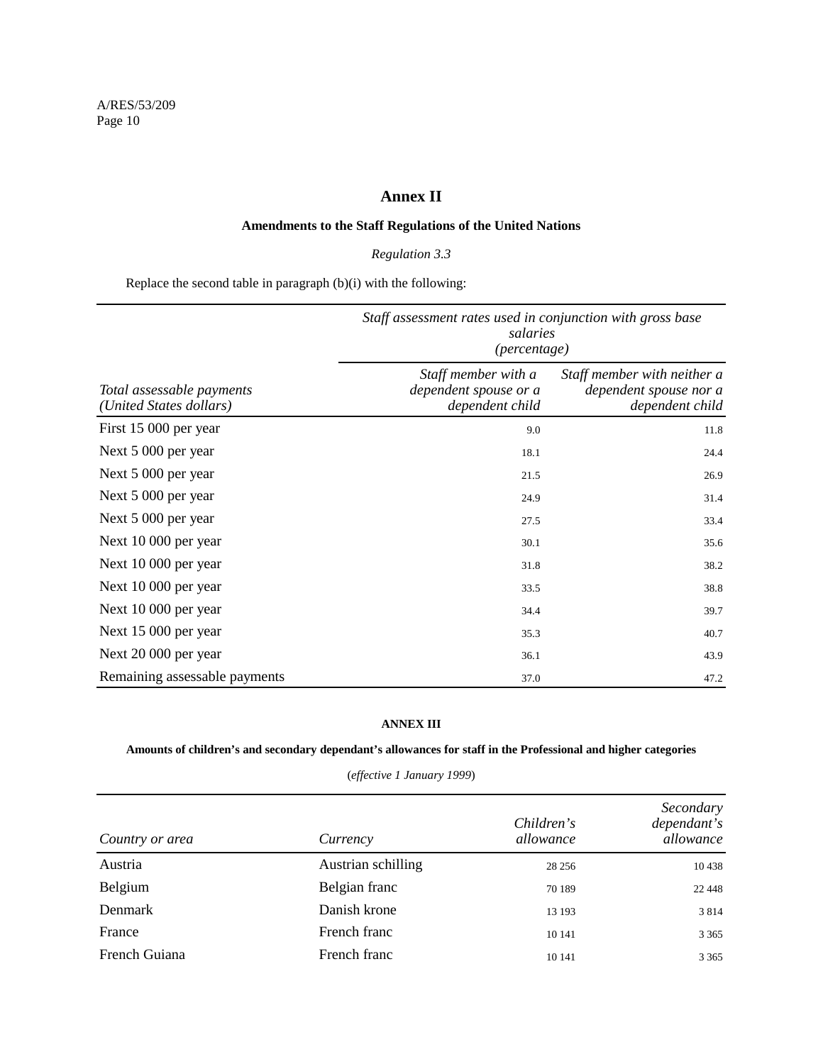# Annex II

## Amendments to the Staff Regulations of the United Nations

*Regulation 3.3*

Replace the second table in paragraph (b)(i) with the following:

| *Total assessable payments (United States dollars)* | *Staff assessment rates used in conjunction with gross base salaries (percentage)* | |
|---|---|---|
| | *Staff member with a dependent spouse or a dependent child* | *Staff member with neither a dependent spouse nor a dependent child* |
| First 15 000 per year | 9.0 | 11.8 |
| Next 5 000 per year | 18.1 | 24.4 |
| Next 5 000 per year | 21.5 | 26.9 |
| Next 5 000 per year | 24.9 | 31.4 |
| Next 5 000 per year | 27.5 | 33.4 |
| Next 10 000 per year | 30.1 | 35.6 |
| Next 10 000 per year | 31.8 | 38.2 |
| Next 10 000 per year | 33.5 | 38.8 |
| Next 10 000 per year | 34.4 | 39.7 |
| Next 15 000 per year | 35.3 | 40.7 |
| Next 20 000 per year | 36.1 | 43.9 |
| Remaining assessable payments | 37.0 | 47.2 |

## ANNEX III

### Amounts of children's and secondary dependant's allowances for staff in the Professional and higher categories

(*effective 1 January 1999*)

| *Country or area* | *Currency* | *Children's allowance* | *Secondary dependant's allowance* |
|---|---|---|---|
| Austria | Austrian schilling | 28 256 | 10 438 |
| Belgium | Belgian franc | 70 189 | 22 448 |
| Denmark | Danish krone | 13 193 | 3 814 |
| France | French franc | 10 141 | 3 365 |
| French Guiana | French franc | 10 141 | 3 365 |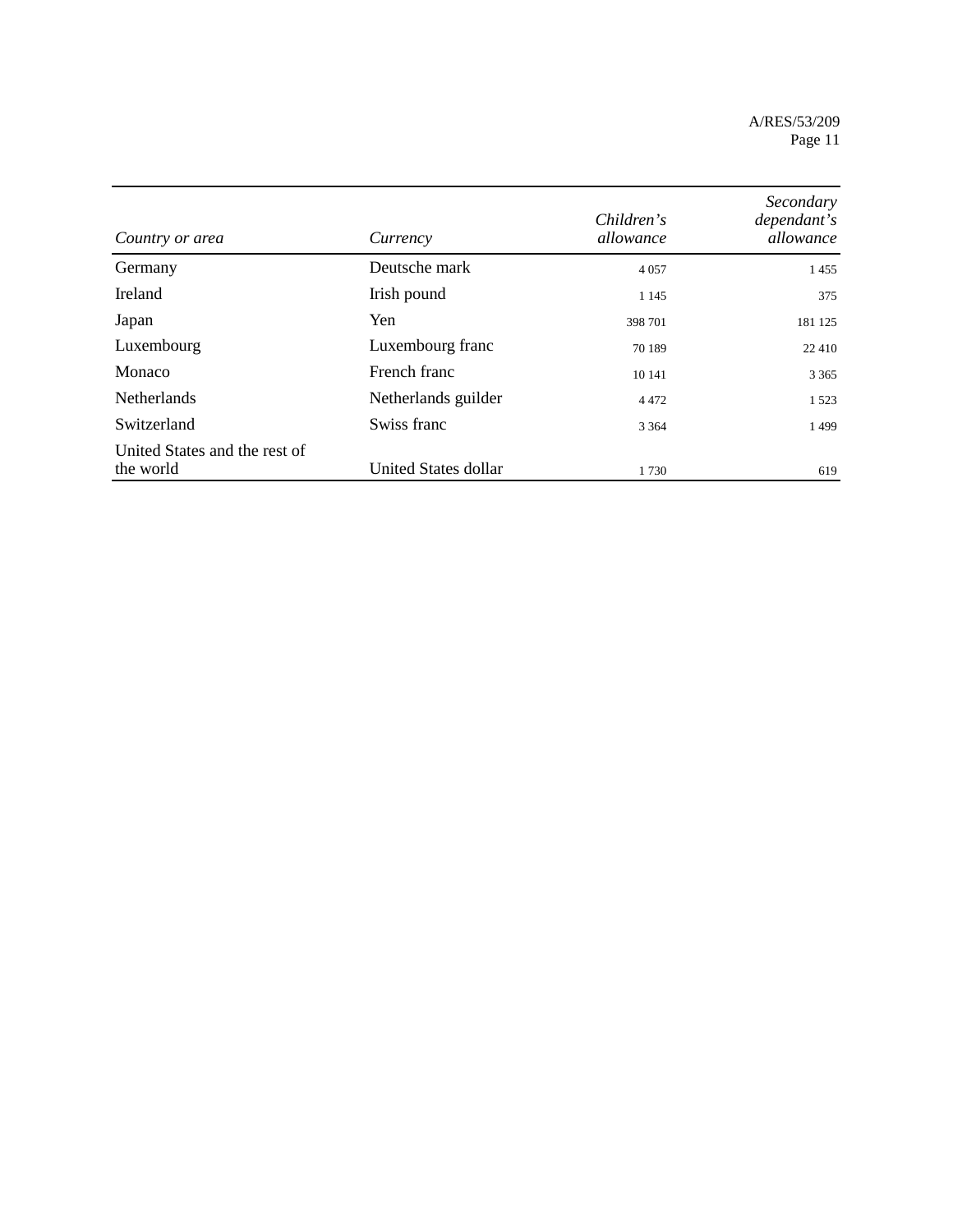| *Country or area* | *Currency* | *Children's allowance* | *Secondary dependant's allowance* |
|---|---|---|---|
| Germany | Deutsche mark | 4 057 | 1 455 |
| Ireland | Irish pound | 1 145 | 375 |
| Japan | Yen | 398 701 | 181 125 |
| Luxembourg | Luxembourg franc | 70 189 | 22 410 |
| Monaco | French franc | 10 141 | 3 365 |
| Netherlands | Netherlands guilder | 4 472 | 1 523 |
| Switzerland | Swiss franc | 3 364 | 1 499 |
| United States and the rest of the world | United States dollar | 1 730 | 619 |